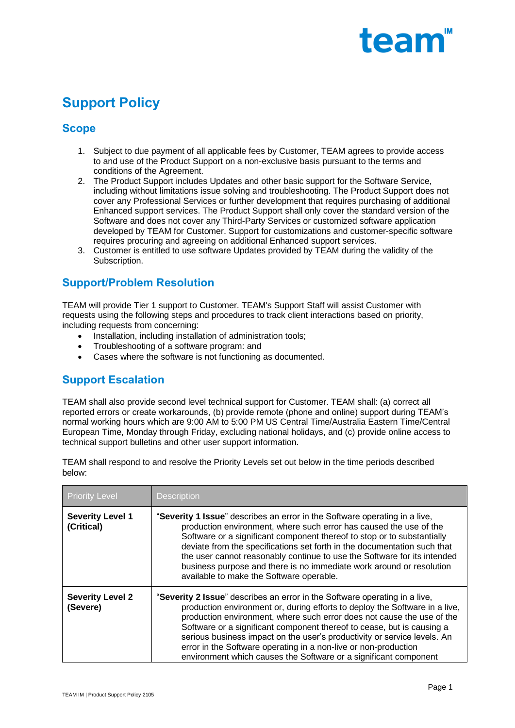# Support Policy

## Scope

1. Subject to due payment of all applicable fees by Customer, TEAM agrees to provide access to and use of the Product Support on a non-exclusive basis pursuant to the terms and conditions of the Agreement.
2. The Product Support includes Updates and other basic support for the Software Service, including without limitations issue solving and troubleshooting. The Product Support does not cover any Professional Services or further development that requires purchasing of additional Enhanced support services. The Product Support shall only cover the standard version of the Software and does not cover any Third-Party Services or customized software application developed by TEAM for Customer. Support for customizations and customer-specific software requires procuring and agreeing on additional Enhanced support services.
3. Customer is entitled to use software Updates provided by TEAM during the validity of the Subscription.

## Support/Problem Resolution

TEAM will provide Tier 1 support to Customer. TEAM's Support Staff will assist Customer with requests using the following steps and procedures to track client interactions based on priority, including requests from concerning:

- Installation, including installation of administration tools;
- Troubleshooting of a software program: and
- Cases where the software is not functioning as documented.

## Support Escalation

TEAM shall also provide second level technical support for Customer. TEAM shall: (a) correct all reported errors or create workarounds, (b) provide remote (phone and online) support during TEAM's normal working hours which are 9:00 AM to 5:00 PM US Central Time/Australia Eastern Time/Central European Time, Monday through Friday, excluding national holidays, and (c) provide online access to technical support bulletins and other user support information.

TEAM shall respond to and resolve the Priority Levels set out below in the time periods described below:

| Priority Level | Description |
|---|---|
| **Severity Level 1 (Critical)** | "**Severity 1 Issue**" describes an error in the Software operating in a live, production environment, where such error has caused the use of the Software or a significant component thereof to stop or to substantially deviate from the specifications set forth in the documentation such that the user cannot reasonably continue to use the Software for its intended business purpose and there is no immediate work around or resolution available to make the Software operable. |
| **Severity Level 2 (Severe)** | "**Severity 2 Issue**" describes an error in the Software operating in a live, production environment or, during efforts to deploy the Software in a live, production environment, where such error does not cause the use of the Software or a significant component thereof to cease, but is causing a serious business impact on the user's productivity or service levels. An error in the Software operating in a non-live or non-production environment which causes the Software or a significant component |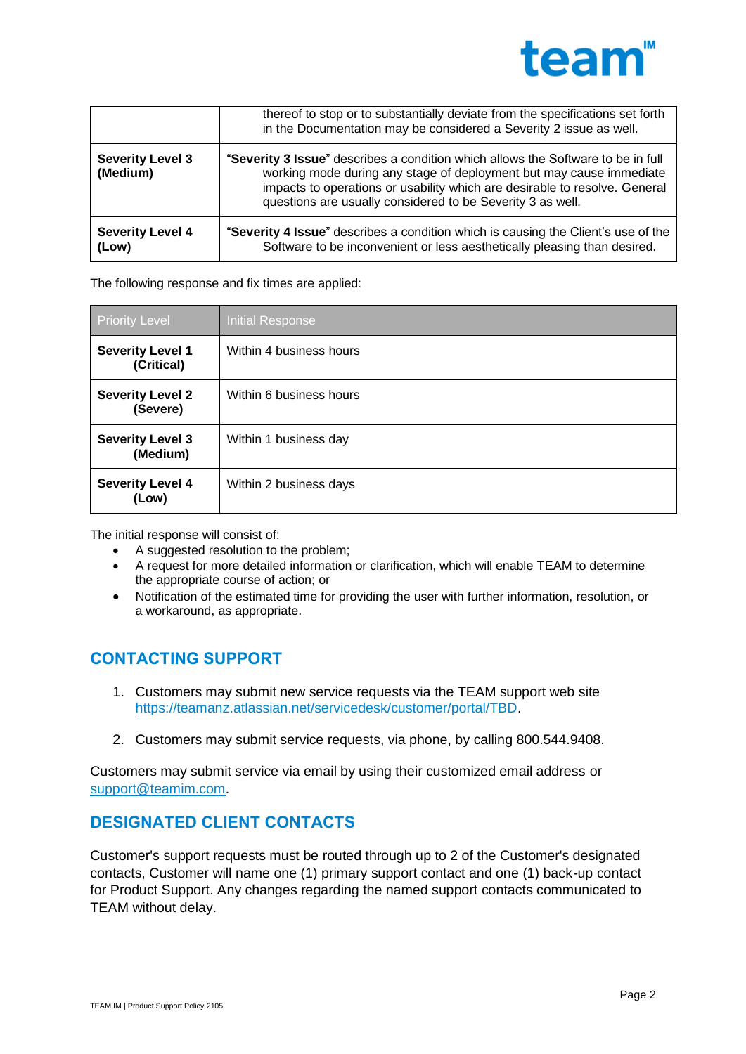|  |  |
|---|---|
|  | thereof to stop or to substantially deviate from the specifications set forth in the Documentation may be considered a Severity 2 issue as well. |
| **Severity Level 3 (Medium)** | "**Severity 3 Issue**" describes a condition which allows the Software to be in full working mode during any stage of deployment but may cause immediate impacts to operations or usability which are desirable to resolve. General questions are usually considered to be Severity 3 as well. |
| **Severity Level 4 (Low)** | "**Severity 4 Issue**" describes a condition which is causing the Client's use of the Software to be inconvenient or less aesthetically pleasing than desired. |

The following response and fix times are applied:

| Priority Level | Initial Response |
|---|---|
| **Severity Level 1 (Critical)** | Within 4 business hours |
| **Severity Level 2 (Severe)** | Within 6 business hours |
| **Severity Level 3 (Medium)** | Within 1 business day |
| **Severity Level 4 (Low)** | Within 2 business days |

The initial response will consist of:

- A suggested resolution to the problem;
- A request for more detailed information or clarification, which will enable TEAM to determine the appropriate course of action; or
- Notification of the estimated time for providing the user with further information, resolution, or a workaround, as appropriate.

## CONTACTING SUPPORT

1. Customers may submit new service requests via the TEAM support web site https://teamanz.atlassian.net/servicedesk/customer/portal/TBD.
2. Customers may submit service requests, via phone, by calling 800.544.9408.

Customers may submit service via email by using their customized email address or support@teamim.com.

## DESIGNATED CLIENT CONTACTS

Customer's support requests must be routed through up to 2 of the Customer's designated contacts, Customer will name one (1) primary support contact and one (1) back-up contact for Product Support. Any changes regarding the named support contacts communicated to TEAM without delay.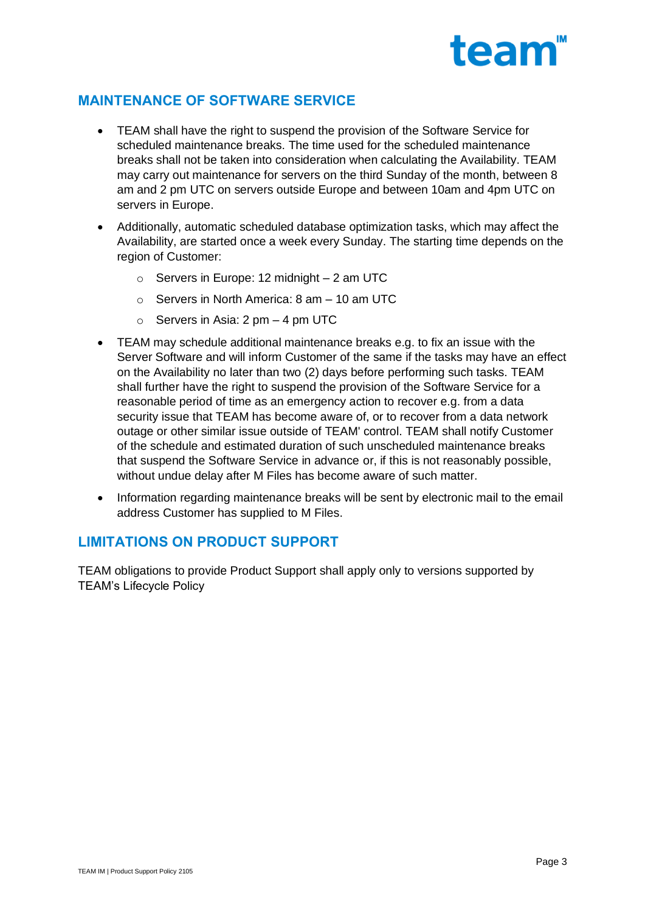## MAINTENANCE OF SOFTWARE SERVICE

- TEAM shall have the right to suspend the provision of the Software Service for scheduled maintenance breaks. The time used for the scheduled maintenance breaks shall not be taken into consideration when calculating the Availability. TEAM may carry out maintenance for servers on the third Sunday of the month, between 8 am and 2 pm UTC on servers outside Europe and between 10am and 4pm UTC on servers in Europe.
- Additionally, automatic scheduled database optimization tasks, which may affect the Availability, are started once a week every Sunday. The starting time depends on the region of Customer:
  - Servers in Europe: 12 midnight – 2 am UTC
  - Servers in North America: 8 am – 10 am UTC
  - Servers in Asia: 2 pm – 4 pm UTC
- TEAM may schedule additional maintenance breaks e.g. to fix an issue with the Server Software and will inform Customer of the same if the tasks may have an effect on the Availability no later than two (2) days before performing such tasks. TEAM shall further have the right to suspend the provision of the Software Service for a reasonable period of time as an emergency action to recover e.g. from a data security issue that TEAM has become aware of, or to recover from a data network outage or other similar issue outside of TEAM' control. TEAM shall notify Customer of the schedule and estimated duration of such unscheduled maintenance breaks that suspend the Software Service in advance or, if this is not reasonably possible, without undue delay after M Files has become aware of such matter.
- Information regarding maintenance breaks will be sent by electronic mail to the email address Customer has supplied to M Files.

## LIMITATIONS ON PRODUCT SUPPORT

TEAM obligations to provide Product Support shall apply only to versions supported by TEAM's Lifecycle Policy